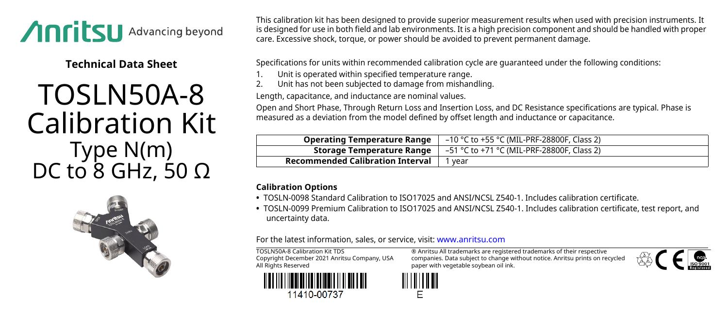Anritsu Advancing beyond

**Technical Data Sheet**

# TOSLN50A-8 Calibration Kit

## Type N(m) DC to 8 GHz, 50 Ω

This calibration kit has been designed to provide superior measurement results when used with precision instruments. It is designed for use in both field and lab environments. It is a high precision component and should be handled with proper care. Excessive shock, torque, or power should be avoided to prevent permanent damage.

Specifications for units within recommended calibration cycle are guaranteed under the following conditions:

1. Unit is operated within specified temperature range.
2. Unit has not been subjected to damage from mishandling.

Length, capacitance, and inductance are nominal values.

Open and Short Phase, Through Return Loss and Insertion Loss, and DC Resistance specifications are typical. Phase is measured as a deviation from the model defined by offset length and inductance or capacitance.

| | |
|---|---|
| **Operating Temperature Range** | –10 °C to +55 °C (MIL-PRF-28800F, Class 2) |
| **Storage Temperature Range** | –51 °C to +71 °C (MIL-PRF-28800F, Class 2) |
| **Recommended Calibration Interval** | 1 year |

### Calibration Options

- TOSLN-0098 Standard Calibration to ISO17025 and ANSI/NCSL Z540-1. Includes calibration certificate.
- TOSLN-0099 Premium Calibration to ISO17025 and ANSI/NCSL Z540-1. Includes calibration certificate, test report, and uncertainty data.

For the latest information, sales, or service, visit: www.anritsu.com

TOSLN50A-8 Calibration Kit TDS
Copyright December 2021 Anritsu Company, USA
All Rights Reserved

® Anritsu All trademarks are registered trademarks of their respective companies. Data subject to change without notice. Anritsu prints on recycled paper with vegetable soybean oil ink.

11410-00737

E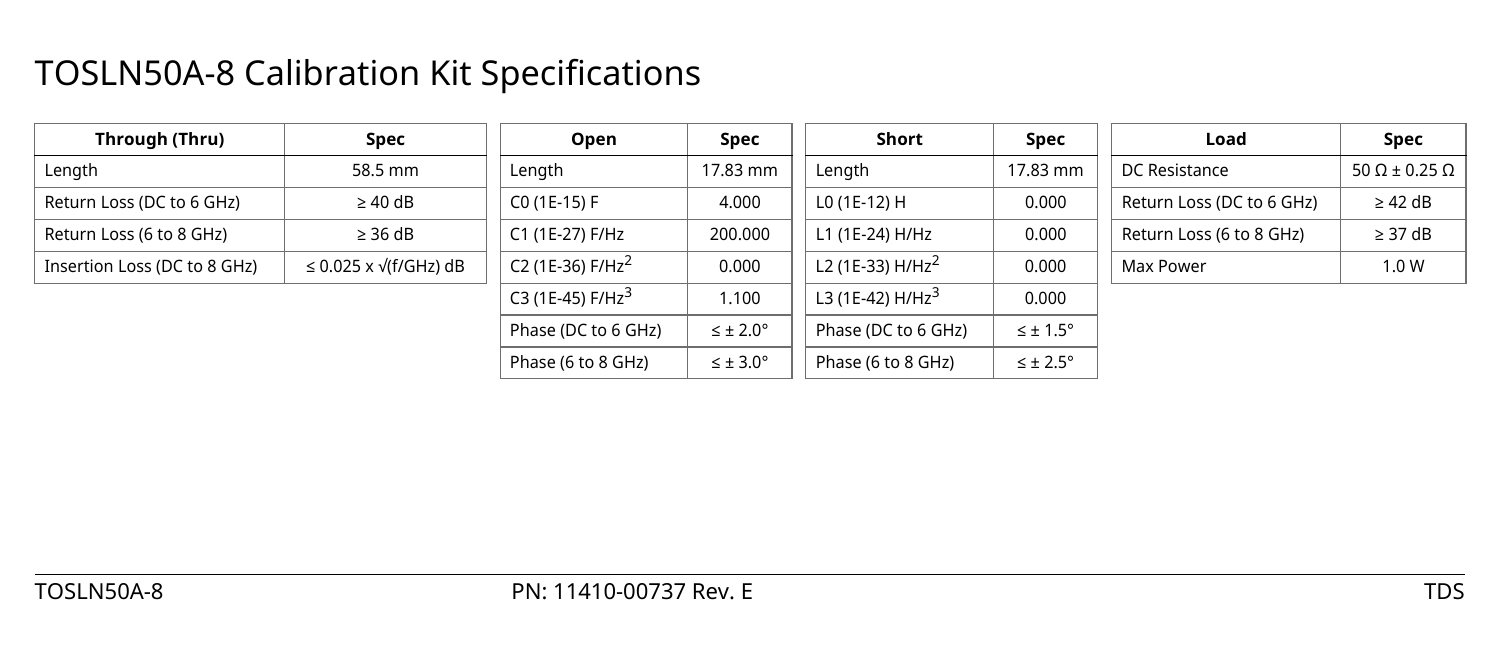# TOSLN50A-8 Calibration Kit Specifications

| Through (Thru) | Spec |
|---|---|
| Length | 58.5 mm |
| Return Loss (DC to 6 GHz) | ≥ 40 dB |
| Return Loss (6 to 8 GHz) | ≥ 36 dB |
| Insertion Loss (DC to 8 GHz) | ≤ 0.025 x √(f/GHz) dB |

| Open | Spec |
|---|---|
| Length | 17.83 mm |
| C0 (1E-15) F | 4.000 |
| C1 (1E-27) F/Hz | 200.000 |
| C2 (1E-36) F/Hz$^2$ | 0.000 |
| C3 (1E-45) F/Hz$^3$ | 1.100 |
| Phase (DC to 6 GHz) | ≤ ± 2.0° |
| Phase (6 to 8 GHz) | ≤ ± 3.0° |

| Short | Spec |
|---|---|
| Length | 17.83 mm |
| L0 (1E-12) H | 0.000 |
| L1 (1E-24) H/Hz | 0.000 |
| L2 (1E-33) H/Hz$^2$ | 0.000 |
| L3 (1E-42) H/Hz$^3$ | 0.000 |
| Phase (DC to 6 GHz) | ≤ ± 1.5° |
| Phase (6 to 8 GHz) | ≤ ± 2.5° |

| Load | Spec |
|---|---|
| DC Resistance | 50 Ω ± 0.25 Ω |
| Return Loss (DC to 6 GHz) | ≥ 42 dB |
| Return Loss (6 to 8 GHz) | ≥ 37 dB |
| Max Power | 1.0 W |